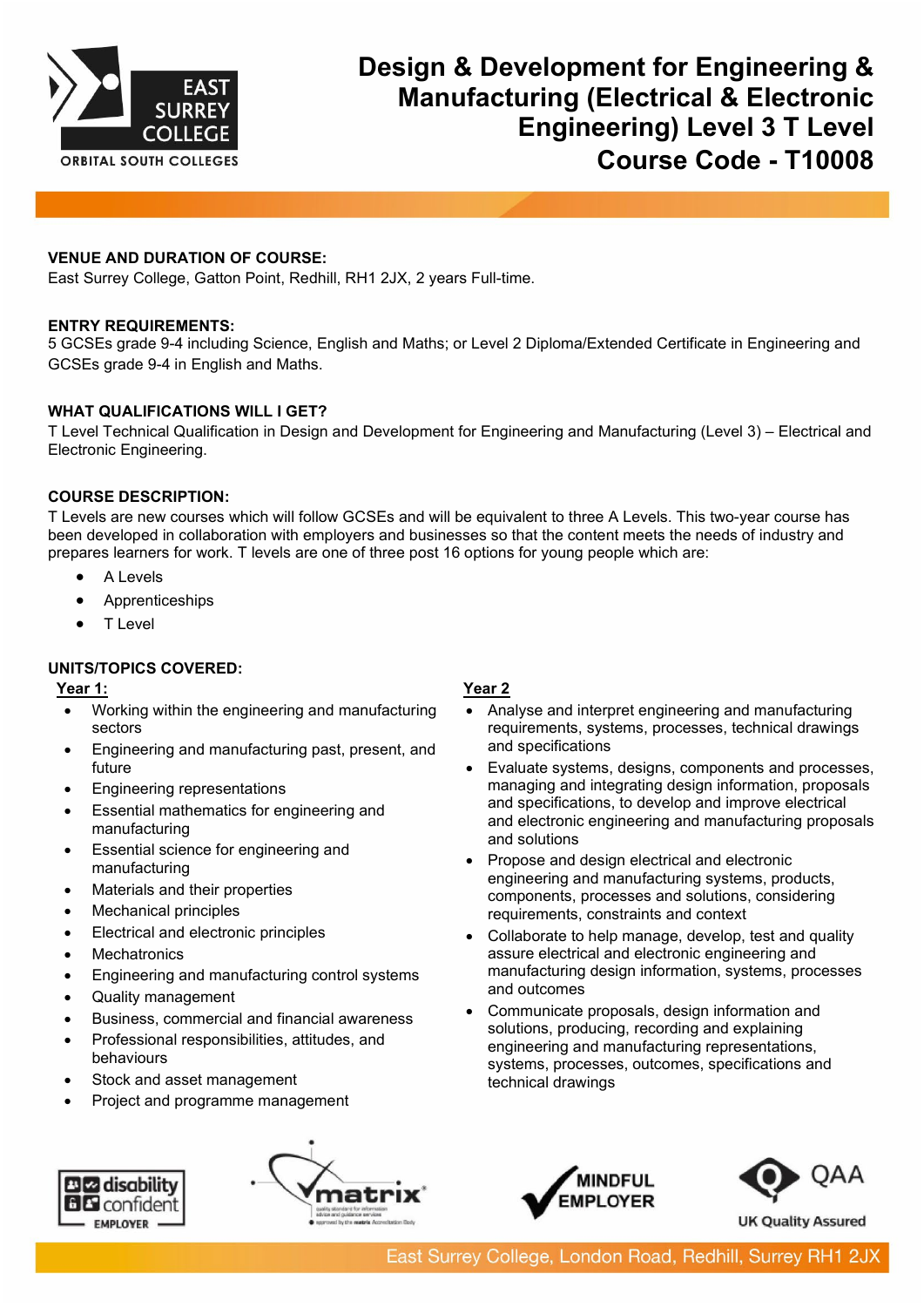# Design & Development for Engineering & Manufacturing (Electrical & Electronic Engineering) Level 3 T Level Course Code - T10008

**VENUE AND DURATION OF COURSE:**
East Surrey College, Gatton Point, Redhill, RH1 2JX, 2 years Full-time.

**ENTRY REQUIREMENTS:**
5 GCSEs grade 9-4 including Science, English and Maths; or Level 2 Diploma/Extended Certificate in Engineering and GCSEs grade 9-4 in English and Maths.

**WHAT QUALIFICATIONS WILL I GET?**
T Level Technical Qualification in Design and Development for Engineering and Manufacturing (Level 3) – Electrical and Electronic Engineering.

**COURSE DESCRIPTION:**
T Levels are new courses which will follow GCSEs and will be equivalent to three A Levels. This two-year course has been developed in collaboration with employers and businesses so that the content meets the needs of industry and prepares learners for work. T levels are one of three post 16 options for young people which are:

- A Levels
- Apprenticeships
- T Level

**UNITS/TOPICS COVERED:**

**Year 1:**

- Working within the engineering and manufacturing sectors
- Engineering and manufacturing past, present, and future
- Engineering representations
- Essential mathematics for engineering and manufacturing
- Essential science for engineering and manufacturing
- Materials and their properties
- Mechanical principles
- Electrical and electronic principles
- Mechatronics
- Engineering and manufacturing control systems
- Quality management
- Business, commercial and financial awareness
- Professional responsibilities, attitudes, and behaviours
- Stock and asset management
- Project and programme management

**Year 2**

- Analyse and interpret engineering and manufacturing requirements, systems, processes, technical drawings and specifications
- Evaluate systems, designs, components and processes, managing and integrating design information, proposals and specifications, to develop and improve electrical and electronic engineering and manufacturing proposals and solutions
- Propose and design electrical and electronic engineering and manufacturing systems, products, components, processes and solutions, considering requirements, constraints and context
- Collaborate to help manage, develop, test and quality assure electrical and electronic engineering and manufacturing design information, systems, processes and outcomes
- Communicate proposals, design information and solutions, producing, recording and explaining engineering and manufacturing representations, systems, processes, outcomes, specifications and technical drawings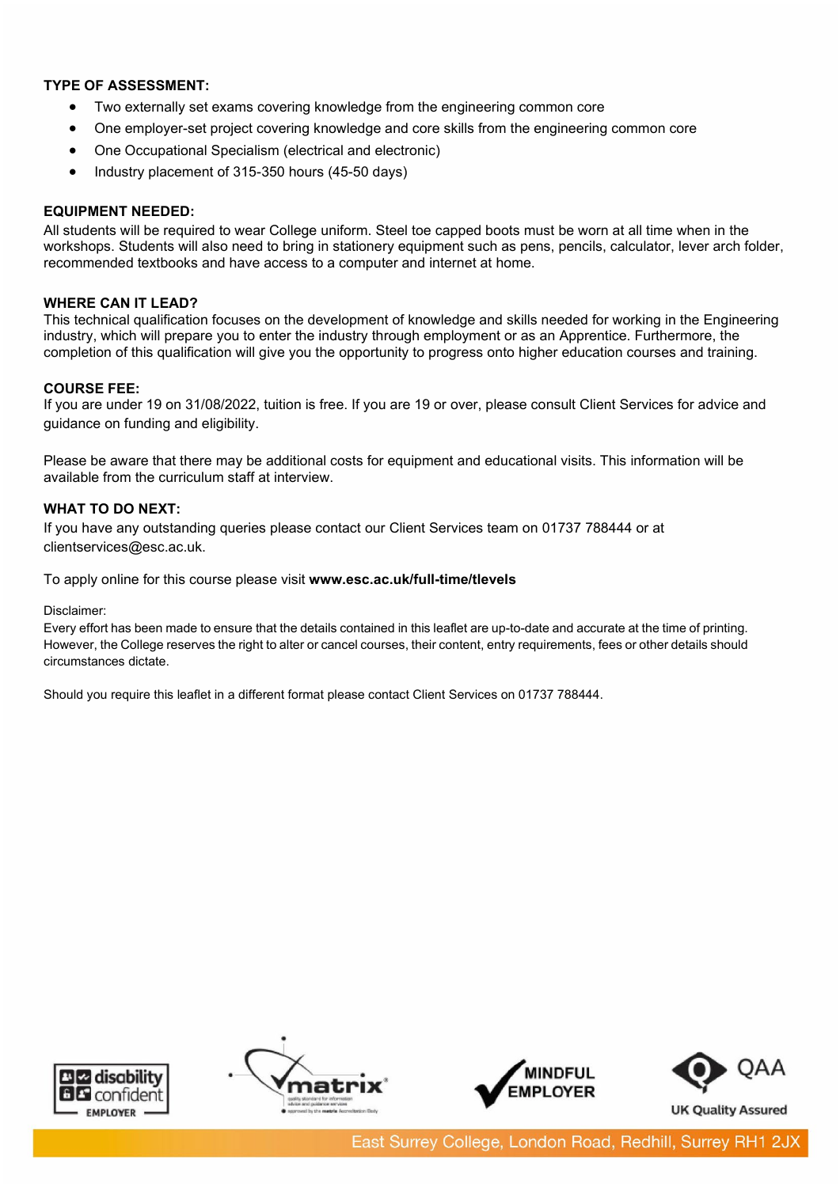**TYPE OF ASSESSMENT:**

- Two externally set exams covering knowledge from the engineering common core
- One employer-set project covering knowledge and core skills from the engineering common core
- One Occupational Specialism (electrical and electronic)
- Industry placement of 315-350 hours (45-50 days)

**EQUIPMENT NEEDED:**

All students will be required to wear College uniform. Steel toe capped boots must be worn at all time when in the workshops. Students will also need to bring in stationery equipment such as pens, pencils, calculator, lever arch folder, recommended textbooks and have access to a computer and internet at home.

**WHERE CAN IT LEAD?**

This technical qualification focuses on the development of knowledge and skills needed for working in the Engineering industry, which will prepare you to enter the industry through employment or as an Apprentice. Furthermore, the completion of this qualification will give you the opportunity to progress onto higher education courses and training.

**COURSE FEE:**

If you are under 19 on 31/08/2022, tuition is free. If you are 19 or over, please consult Client Services for advice and guidance on funding and eligibility.

Please be aware that there may be additional costs for equipment and educational visits. This information will be available from the curriculum staff at interview.

**WHAT TO DO NEXT:**

If you have any outstanding queries please contact our Client Services team on 01737 788444 or at clientservices@esc.ac.uk.

To apply online for this course please visit **www.esc.ac.uk/full-time/tlevels**

Disclaimer:
Every effort has been made to ensure that the details contained in this leaflet are up-to-date and accurate at the time of printing. However, the College reserves the right to alter or cancel courses, their content, entry requirements, fees or other details should circumstances dictate.

Should you require this leaflet in a different format please contact Client Services on 01737 788444.

disability confident EMPLOYER

matrix

MINDFUL EMPLOYER

QAA UK Quality Assured

East Surrey College, London Road, Redhill, Surrey RH1 2JX